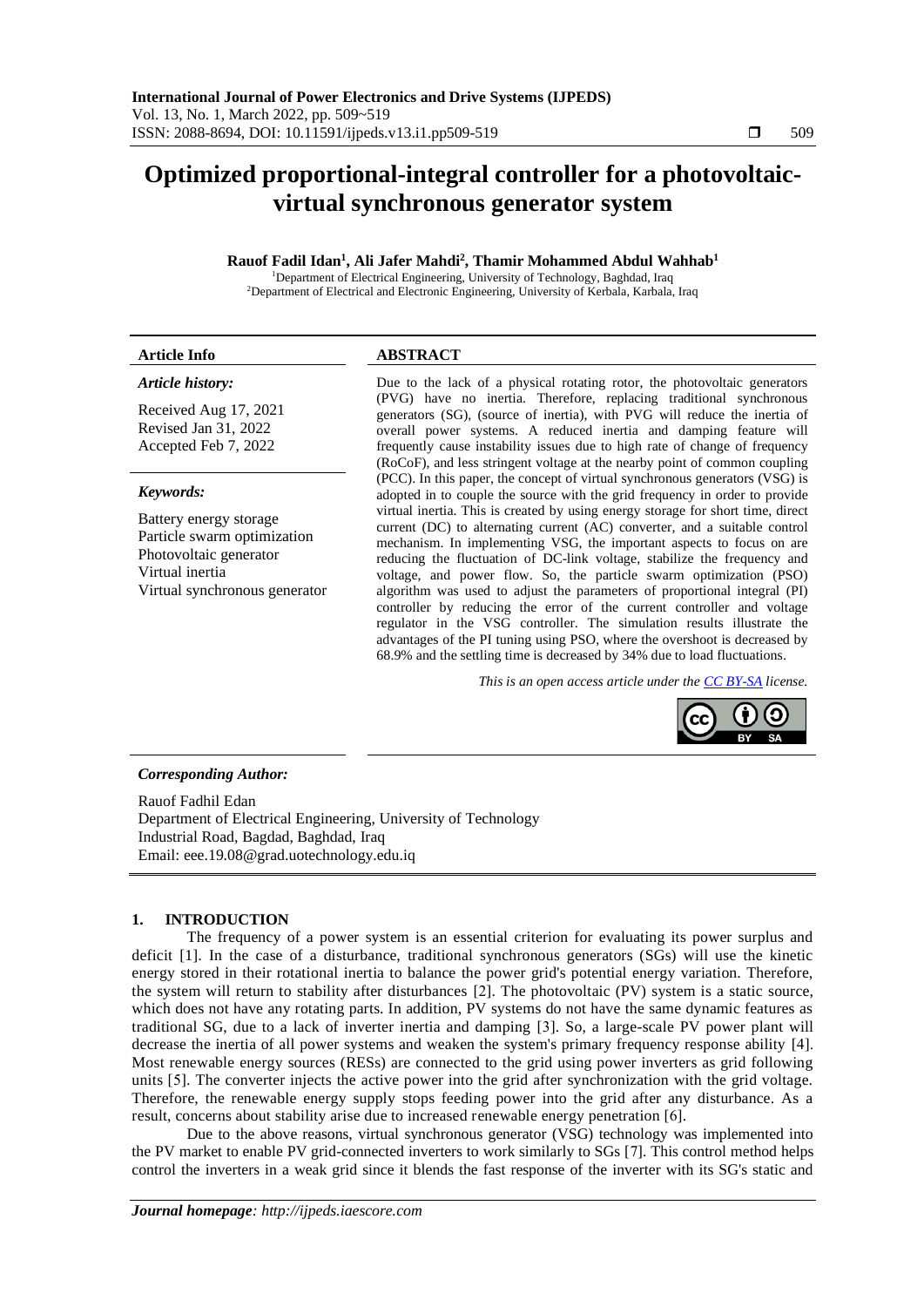# Optimized proportional-integral controller for a photovoltaic-virtual synchronous generator system

**Rauof Fadil Idan[1], Ali Jafer Mahdi[2], Thamir Mohammed Abdul Wahhab[1]**

[1]Department of Electrical Engineering, University of Technology, Baghdad, Iraq
[2]Department of Electrical and Electronic Engineering, University of Kerbala, Karbala, Iraq

### Article Info

***Article history:***

Received Aug 17, 2021
Revised Jan 31, 2022
Accepted Feb 7, 2022

***Keywords:***

Battery energy storage
Particle swarm optimization
Photovoltaic generator
Virtual inertia
Virtual synchronous generator

### ABSTRACT

Due to the lack of a physical rotating rotor, the photovoltaic generators (PVG) have no inertia. Therefore, replacing traditional synchronous generators (SG), (source of inertia), with PVG will reduce the inertia of overall power systems. A reduced inertia and damping feature will frequently cause instability issues due to high rate of change of frequency (RoCoF), and less stringent voltage at the nearby point of common coupling (PCC). In this paper, the concept of virtual synchronous generators (VSG) is adopted in to couple the source with the grid frequency in order to provide virtual inertia. This is created by using energy storage for short time, direct current (DC) to alternating current (AC) converter, and a suitable control mechanism. In implementing VSG, the important aspects to focus on are reducing the fluctuation of DC-link voltage, stabilize the frequency and voltage, and power flow. So, the particle swarm optimization (PSO) algorithm was used to adjust the parameters of proportional integral (PI) controller by reducing the error of the current controller and voltage regulator in the VSG controller. The simulation results illustrate the advantages of the PI tuning using PSO, where the overshoot is decreased by 68.9% and the settling time is decreased by 34% due to load fluctuations.

*This is an open access article under the CC BY-SA license.*

***Corresponding Author:***

Rauof Fadhil Edan
Department of Electrical Engineering, University of Technology
Industrial Road, Bagdad, Baghdad, Iraq
Email: eee.19.08@grad.uotechnology.edu.iq

## 1. INTRODUCTION

The frequency of a power system is an essential criterion for evaluating its power surplus and deficit [1]. In the case of a disturbance, traditional synchronous generators (SGs) will use the kinetic energy stored in their rotational inertia to balance the power grid's potential energy variation. Therefore, the system will return to stability after disturbances [2]. The photovoltaic (PV) system is a static source, which does not have any rotating parts. In addition, PV systems do not have the same dynamic features as traditional SG, due to a lack of inverter inertia and damping [3]. So, a large-scale PV power plant will decrease the inertia of all power systems and weaken the system's primary frequency response ability [4]. Most renewable energy sources (RESs) are connected to the grid using power inverters as grid following units [5]. The converter injects the active power into the grid after synchronization with the grid voltage. Therefore, the renewable energy supply stops feeding power into the grid after any disturbance. As a result, concerns about stability arise due to increased renewable energy penetration [6].

Due to the above reasons, virtual synchronous generator (VSG) technology was implemented into the PV market to enable PV grid-connected inverters to work similarly to SGs [7]. This control method helps control the inverters in a weak grid since it blends the fast response of the inverter with its SG's static and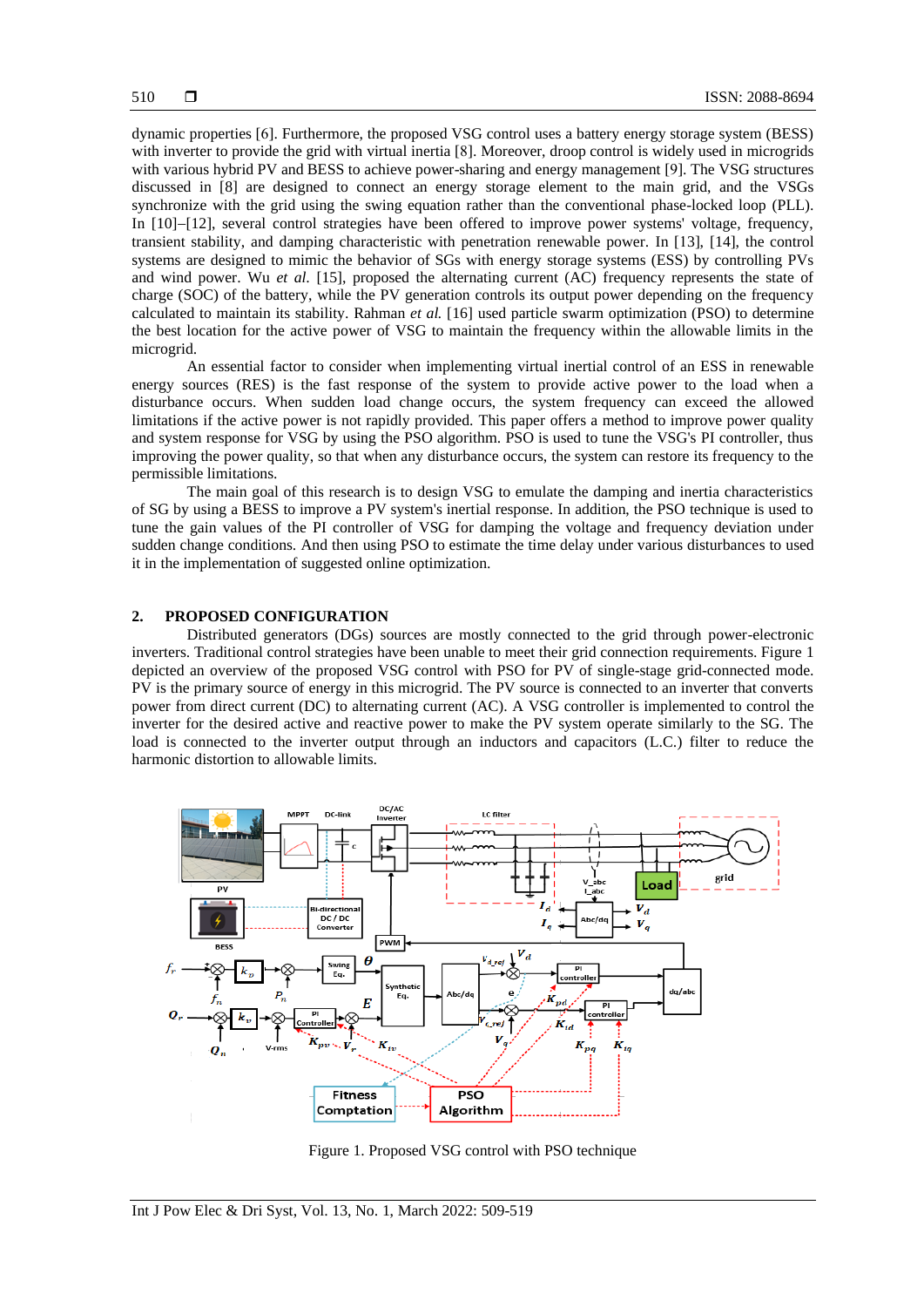dynamic properties [6]. Furthermore, the proposed VSG control uses a battery energy storage system (BESS) with inverter to provide the grid with virtual inertia [8]. Moreover, droop control is widely used in microgrids with various hybrid PV and BESS to achieve power-sharing and energy management [9]. The VSG structures discussed in [8] are designed to connect an energy storage element to the main grid, and the VSGs synchronize with the grid using the swing equation rather than the conventional phase-locked loop (PLL). In [10]–[12], several control strategies have been offered to improve power systems' voltage, frequency, transient stability, and damping characteristic with penetration renewable power. In [13], [14], the control systems are designed to mimic the behavior of SGs with energy storage systems (ESS) by controlling PVs and wind power. Wu *et al.* [15], proposed the alternating current (AC) frequency represents the state of charge (SOC) of the battery, while the PV generation controls its output power depending on the frequency calculated to maintain its stability. Rahman *et al.* [16] used particle swarm optimization (PSO) to determine the best location for the active power of VSG to maintain the frequency within the allowable limits in the microgrid.

An essential factor to consider when implementing virtual inertial control of an ESS in renewable energy sources (RES) is the fast response of the system to provide active power to the load when a disturbance occurs. When sudden load change occurs, the system frequency can exceed the allowed limitations if the active power is not rapidly provided. This paper offers a method to improve power quality and system response for VSG by using the PSO algorithm. PSO is used to tune the VSG's PI controller, thus improving the power quality, so that when any disturbance occurs, the system can restore its frequency to the permissible limitations.

The main goal of this research is to design VSG to emulate the damping and inertia characteristics of SG by using a BESS to improve a PV system's inertial response. In addition, the PSO technique is used to tune the gain values of the PI controller of VSG for damping the voltage and frequency deviation under sudden change conditions. And then using PSO to estimate the time delay under various disturbances to used it in the implementation of suggested online optimization.

## 2. PROPOSED CONFIGURATION

Distributed generators (DGs) sources are mostly connected to the grid through power-electronic inverters. Traditional control strategies have been unable to meet their grid connection requirements. Figure 1 depicted an overview of the proposed VSG control with PSO for PV of single-stage grid-connected mode. PV is the primary source of energy in this microgrid. The PV source is connected to an inverter that converts power from direct current (DC) to alternating current (AC). A VSG controller is implemented to control the inverter for the desired active and reactive power to make the PV system operate similarly to the SG. The load is connected to the inverter output through an inductors and capacitors (L.C.) filter to reduce the harmonic distortion to allowable limits.

Figure 1. Proposed VSG control with PSO technique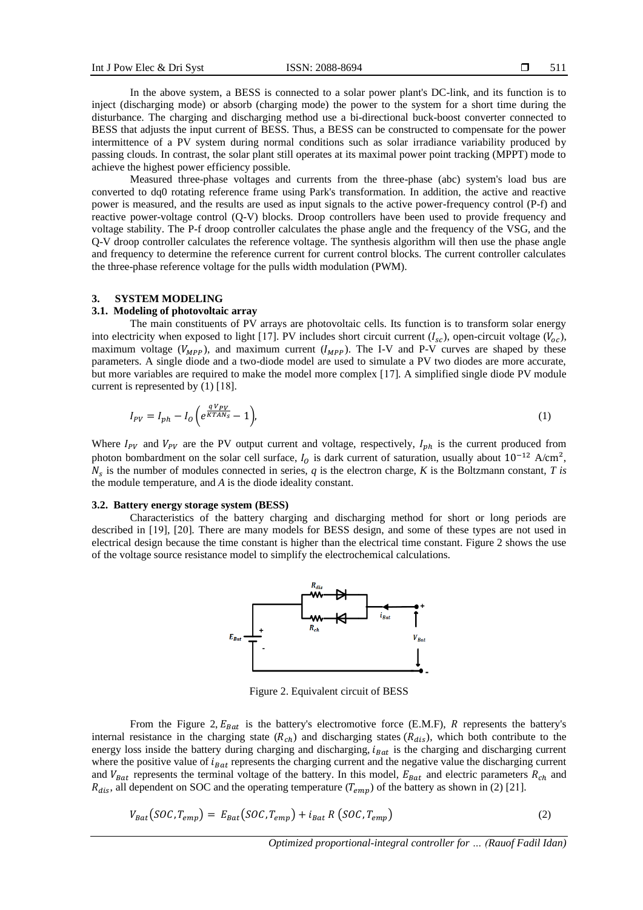In the above system, a BESS is connected to a solar power plant's DC-link, and its function is to inject (discharging mode) or absorb (charging mode) the power to the system for a short time during the disturbance. The charging and discharging method use a bi-directional buck-boost converter connected to BESS that adjusts the input current of BESS. Thus, a BESS can be constructed to compensate for the power intermittence of a PV system during normal conditions such as solar irradiance variability produced by passing clouds. In contrast, the solar plant still operates at its maximal power point tracking (MPPT) mode to achieve the highest power efficiency possible.

Measured three-phase voltages and currents from the three-phase (abc) system's load bus are converted to dq0 rotating reference frame using Park's transformation. In addition, the active and reactive power is measured, and the results are used as input signals to the active power-frequency control (P-f) and reactive power-voltage control (Q-V) blocks. Droop controllers have been used to provide frequency and voltage stability. The P-f droop controller calculates the phase angle and the frequency of the VSG, and the Q-V droop controller calculates the reference voltage. The synthesis algorithm will then use the phase angle and frequency to determine the reference current for current control blocks. The current controller calculates the three-phase reference voltage for the pulls width modulation (PWM).

## 3. SYSTEM MODELING

### 3.1. Modeling of photovoltaic array

The main constituents of PV arrays are photovoltaic cells. Its function is to transform solar energy into electricity when exposed to light [17]. PV includes short circuit current ($I_{sc}$), open-circuit voltage ($V_{oc}$), maximum voltage ($V_{MPP}$), and maximum current ($I_{MPP}$). The I-V and P-V curves are shaped by these parameters. A single diode and a two-diode model are used to simulate a PV two diodes are more accurate, but more variables are required to make the model more complex [17]. A simplified single diode PV module current is represented by (1) [18].

$$I_{PV} = I_{ph} - I_O\left(e^{\frac{qV_{PV}}{KTAN_S}} - 1\right), \tag{1}$$

Where $I_{PV}$ and $V_{PV}$ are the PV output current and voltage, respectively, $I_{ph}$ is the current produced from photon bombardment on the solar cell surface, $I_O$ is dark current of saturation, usually about $10^{-12}$ A/cm$^2$, $N_s$ is the number of modules connected in series, *q* is the electron charge, *K* is the Boltzmann constant, *T is* the module temperature, and *A* is the diode ideality constant.

### 3.2. Battery energy storage system (BESS)

Characteristics of the battery charging and discharging method for short or long periods are described in [19], [20]. There are many models for BESS design, and some of these types are not used in electrical design because the time constant is higher than the electrical time constant. Figure 2 shows the use of the voltage source resistance model to simplify the electrochemical calculations.

Figure 2. Equivalent circuit of BESS

From the Figure 2, $E_{Bat}$ is the battery's electromotive force (E.M.F), *R* represents the battery's internal resistance in the charging state ($R_{ch}$) and discharging states ($R_{dis}$), which both contribute to the energy loss inside the battery during charging and discharging, $i_{Bat}$ is the charging and discharging current where the positive value of $i_{Bat}$ represents the charging current and the negative value the discharging current and $V_{Bat}$ represents the terminal voltage of the battery. In this model, $E_{Bat}$ and electric parameters $R_{ch}$ and $R_{dis}$, all dependent on SOC and the operating temperature ($T_{emp}$) of the battery as shown in (2) [21].

$$V_{Bat}(SOC, T_{emp}) = E_{Bat}(SOC, T_{emp}) + i_{Bat}\, R\,(SOC, T_{emp}) \tag{2}$$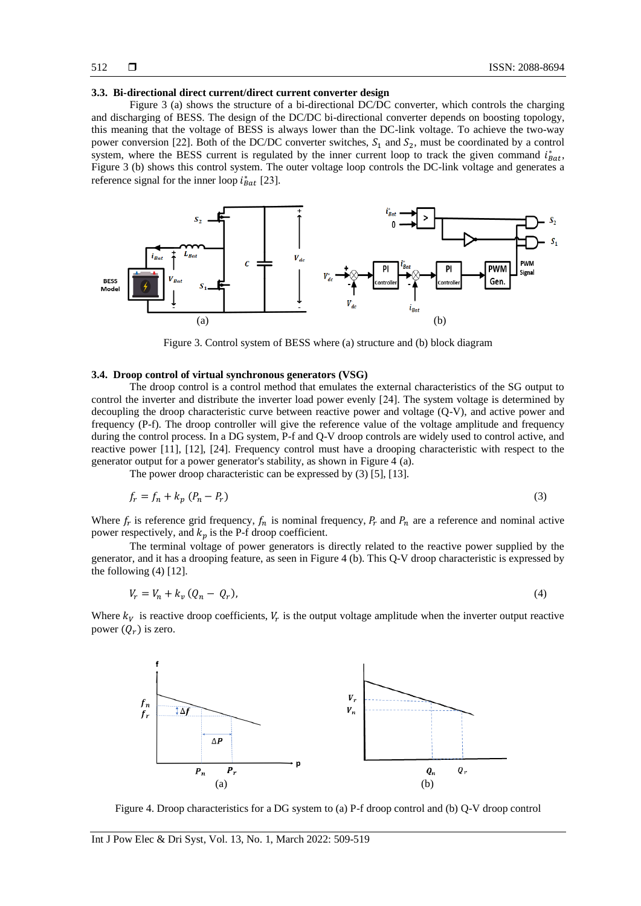### 3.3. Bi-directional direct current/direct current converter design

Figure 3 (a) shows the structure of a bi-directional DC/DC converter, which controls the charging and discharging of BESS. The design of the DC/DC bi-directional converter depends on boosting topology, this meaning that the voltage of BESS is always lower than the DC-link voltage. To achieve the two-way power conversion [22]. Both of the DC/DC converter switches, $S_1$ and $S_2$, must be coordinated by a control system, where the BESS current is regulated by the inner current loop to track the given command $i^*_{Bat}$, Figure 3 (b) shows this control system. The outer voltage loop controls the DC-link voltage and generates a reference signal for the inner loop $i^*_{Bat}$ [23].

Figure 3. Control system of BESS where (a) structure and (b) block diagram

### 3.4. Droop control of virtual synchronous generators (VSG)

The droop control is a control method that emulates the external characteristics of the SG output to control the inverter and distribute the inverter load power evenly [24]. The system voltage is determined by decoupling the droop characteristic curve between reactive power and voltage (Q-V), and active power and frequency (P-f). The droop controller will give the reference value of the voltage amplitude and frequency during the control process. In a DG system, P-f and Q-V droop controls are widely used to control active, and reactive power [11], [12], [24]. Frequency control must have a drooping characteristic with respect to the generator output for a power generator's stability, as shown in Figure 4 (a).

The power droop characteristic can be expressed by (3) [5], [13].

$$f_r = f_n + k_p\,(P_n - P_r) \tag{3}$$

Where $f_r$ is reference grid frequency, $f_n$ is nominal frequency, $P_r$ and $P_n$ are a reference and nominal active power respectively, and $k_p$ is the P-f droop coefficient.

The terminal voltage of power generators is directly related to the reactive power supplied by the generator, and it has a drooping feature, as seen in Figure 4 (b). This Q-V droop characteristic is expressed by the following (4) [12].

$$V_r = V_n + k_v\,(Q_n - Q_r), \tag{4}$$

Where $k_V$ is reactive droop coefficients, $V_r$ is the output voltage amplitude when the inverter output reactive power ($Q_r$) is zero.

Figure 4. Droop characteristics for a DG system to (a) P-f droop control and (b) Q-V droop control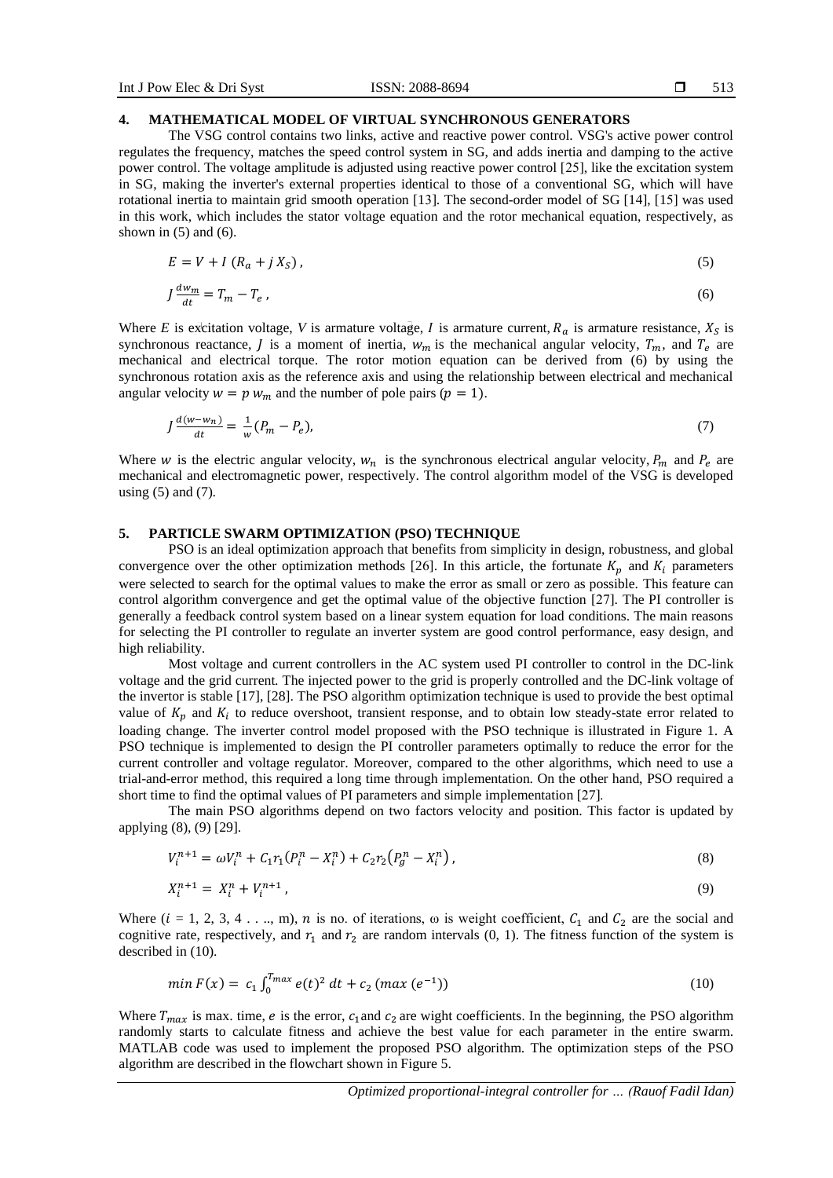## 4. MATHEMATICAL MODEL OF VIRTUAL SYNCHRONOUS GENERATORS

The VSG control contains two links, active and reactive power control. VSG's active power control regulates the frequency, matches the speed control system in SG, and adds inertia and damping to the active power control. The voltage amplitude is adjusted using reactive power control [25], like the excitation system in SG, making the inverter's external properties identical to those of a conventional SG, which will have rotational inertia to maintain grid smooth operation [13]. The second-order model of SG [14], [15] was used in this work, which includes the stator voltage equation and the rotor mechanical equation, respectively, as shown in (5) and (6).

$$E = V + I\,(R_a + j\,X_S)\,, \tag{5}$$

$$J\frac{dw_m}{dt} = T_m - T_e\,, \tag{6}$$

Where $E$ is excitation voltage, $V$ is armature voltage, $I$ is armature current, $R_a$ is armature resistance, $X_S$ is synchronous reactance, $J$ is a moment of inertia, $w_m$ is the mechanical angular velocity, $T_m$, and $T_e$ are mechanical and electrical torque. The rotor motion equation can be derived from (6) by using the synchronous rotation axis as the reference axis and using the relationship between electrical and mechanical angular velocity $w = p\,w_m$ and the number of pole pairs ($p = 1$).

$$J\frac{d(w-w_n)}{dt} = \frac{1}{w}(P_m - P_e), \tag{7}$$

Where $w$ is the electric angular velocity, $w_n$ is the synchronous electrical angular velocity, $P_m$ and $P_e$ are mechanical and electromagnetic power, respectively. The control algorithm model of the VSG is developed using (5) and (7).

## 5. PARTICLE SWARM OPTIMIZATION (PSO) TECHNIQUE

PSO is an ideal optimization approach that benefits from simplicity in design, robustness, and global convergence over the other optimization methods [26]. In this article, the fortunate $K_p$ and $K_i$ parameters were selected to search for the optimal values to make the error as small or zero as possible. This feature can control algorithm convergence and get the optimal value of the objective function [27]. The PI controller is generally a feedback control system based on a linear system equation for load conditions. The main reasons for selecting the PI controller to regulate an inverter system are good control performance, easy design, and high reliability.

Most voltage and current controllers in the AC system used PI controller to control in the DC-link voltage and the grid current. The injected power to the grid is properly controlled and the DC-link voltage of the invertor is stable [17], [28]. The PSO algorithm optimization technique is used to provide the best optimal value of $K_p$ and $K_i$ to reduce overshoot, transient response, and to obtain low steady-state error related to loading change. The inverter control model proposed with the PSO technique is illustrated in Figure 1. A PSO technique is implemented to design the PI controller parameters optimally to reduce the error for the current controller and voltage regulator. Moreover, compared to the other algorithms, which need to use a trial-and-error method, this required a long time through implementation. On the other hand, PSO required a short time to find the optimal values of PI parameters and simple implementation [27].

The main PSO algorithms depend on two factors velocity and position. This factor is updated by applying (8), (9) [29].

$$V_i^{n+1} = \omega V_i^n + C_1 r_1 (P_i^n - X_i^n) + C_2 r_2 \left(P_g^n - X_i^n\right), \tag{8}$$

$$X_i^{n+1} = X_i^n + V_i^{n+1}\,, \tag{9}$$

Where ($i$ = 1, 2, 3, 4 . . .., m), $n$ is no. of iterations, ω is weight coefficient, $C_1$ and $C_2$ are the social and cognitive rate, respectively, and $r_1$ and $r_2$ are random intervals (0, 1). The fitness function of the system is described in (10).

$$min\,F(x) = c_1 \int_0^{T_{max}} e(t)^2\,dt + c_2\,(max\,(e^{-1})) \tag{10}$$

Where $T_{max}$ is max. time, $e$ is the error, $c_1$ and $c_2$ are wight coefficients. In the beginning, the PSO algorithm randomly starts to calculate fitness and achieve the best value for each parameter in the entire swarm. MATLAB code was used to implement the proposed PSO algorithm. The optimization steps of the PSO algorithm are described in the flowchart shown in Figure 5.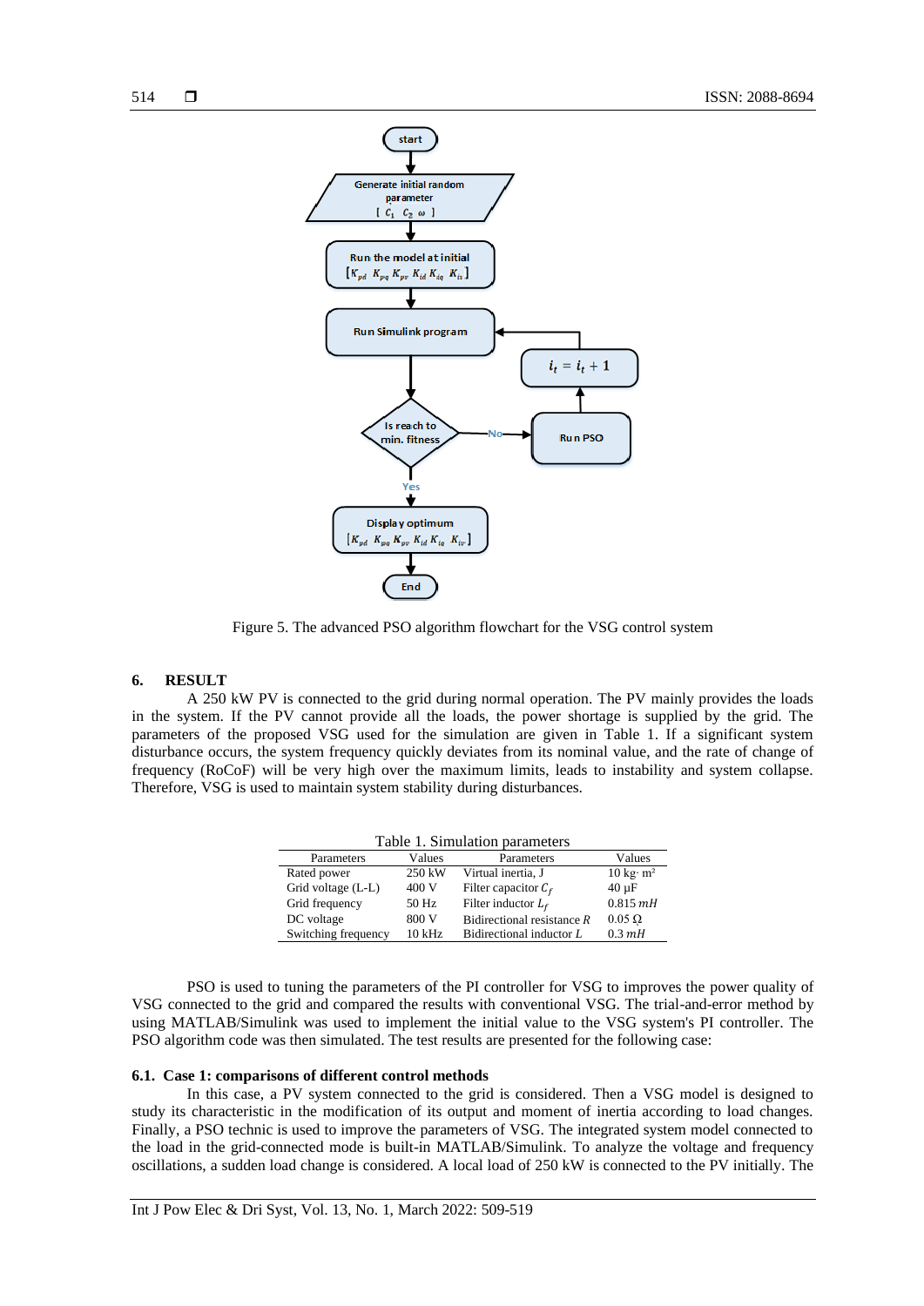Figure 5. The advanced PSO algorithm flowchart for the VSG control system

## 6. RESULT

A 250 kW PV is connected to the grid during normal operation. The PV mainly provides the loads in the system. If the PV cannot provide all the loads, the power shortage is supplied by the grid. The parameters of the proposed VSG used for the simulation are given in Table 1. If a significant system disturbance occurs, the system frequency quickly deviates from its nominal value, and the rate of change of frequency (RoCoF) will be very high over the maximum limits, leads to instability and system collapse. Therefore, VSG is used to maintain system stability during disturbances.

Table 1. Simulation parameters

| Parameters | Values | Parameters | Values |
|---|---|---|---|
| Rated power | 250 kW | Virtual inertia, J | 10 kg· m² |
| Grid voltage (L-L) | 400 V | Filter capacitor $C_f$ | 40 µF |
| Grid frequency | 50 Hz | Filter inductor $L_f$ | 0.815 $mH$ |
| DC voltage | 800 V | Bidirectional resistance $R$ | 0.05 Ω |
| Switching frequency | 10 kHz | Bidirectional inductor $L$ | 0.3 $mH$ |

PSO is used to tuning the parameters of the PI controller for VSG to improves the power quality of VSG connected to the grid and compared the results with conventional VSG. The trial-and-error method by using MATLAB/Simulink was used to implement the initial value to the VSG system's PI controller. The PSO algorithm code was then simulated. The test results are presented for the following case:

### 6.1. Case 1: comparisons of different control methods

In this case, a PV system connected to the grid is considered. Then a VSG model is designed to study its characteristic in the modification of its output and moment of inertia according to load changes. Finally, a PSO technic is used to improve the parameters of VSG. The integrated system model connected to the load in the grid-connected mode is built-in MATLAB/Simulink. To analyze the voltage and frequency oscillations, a sudden load change is considered. A local load of 250 kW is connected to the PV initially. The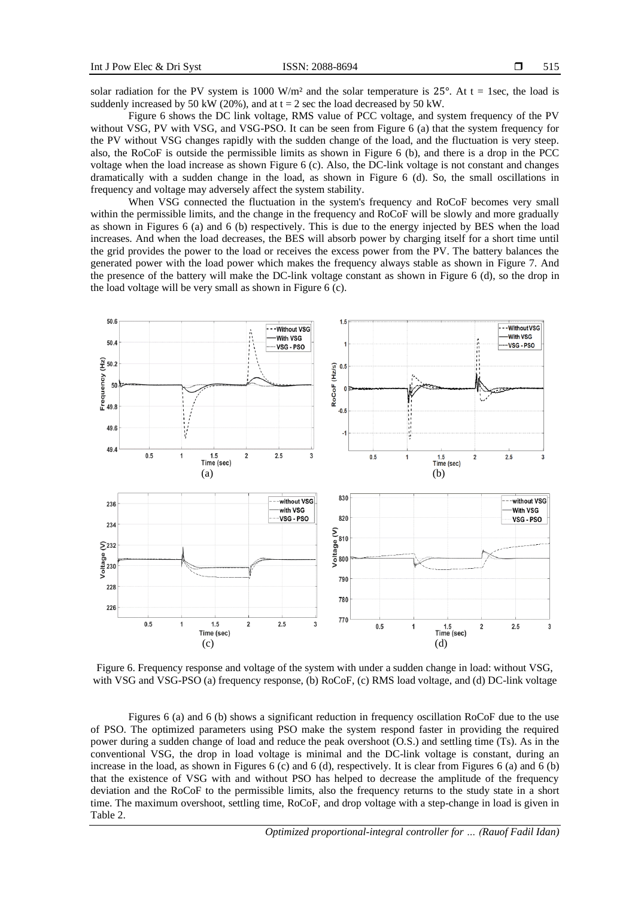solar radiation for the PV system is 1000 W/m² and the solar temperature is 25°. At t = 1sec, the load is suddenly increased by 50 kW (20%), and at t = 2 sec the load decreased by 50 kW.

Figure 6 shows the DC link voltage, RMS value of PCC voltage, and system frequency of the PV without VSG, PV with VSG, and VSG-PSO. It can be seen from Figure 6 (a) that the system frequency for the PV without VSG changes rapidly with the sudden change of the load, and the fluctuation is very steep. also, the RoCoF is outside the permissible limits as shown in Figure 6 (b), and there is a drop in the PCC voltage when the load increase as shown Figure 6 (c). Also, the DC-link voltage is not constant and changes dramatically with a sudden change in the load, as shown in Figure 6 (d). So, the small oscillations in frequency and voltage may adversely affect the system stability.

When VSG connected the fluctuation in the system's frequency and RoCoF becomes very small within the permissible limits, and the change in the frequency and RoCoF will be slowly and more gradually as shown in Figures 6 (a) and 6 (b) respectively. This is due to the energy injected by BES when the load increases. And when the load decreases, the BES will absorb power by charging itself for a short time until the grid provides the power to the load or receives the excess power from the PV. The battery balances the generated power with the load power which makes the frequency always stable as shown in Figure 7. And the presence of the battery will make the DC-link voltage constant as shown in Figure 6 (d), so the drop in the load voltage will be very small as shown in Figure 6 (c).

Figure 6. Frequency response and voltage of the system with under a sudden change in load: without VSG, with VSG and VSG-PSO (a) frequency response, (b) RoCoF, (c) RMS load voltage, and (d) DC-link voltage

Figures 6 (a) and 6 (b) shows a significant reduction in frequency oscillation RoCoF due to the use of PSO. The optimized parameters using PSO make the system respond faster in providing the required power during a sudden change of load and reduce the peak overshoot (O.S.) and settling time (Ts). As in the conventional VSG, the drop in load voltage is minimal and the DC-link voltage is constant, during an increase in the load, as shown in Figures 6 (c) and 6 (d), respectively. It is clear from Figures 6 (a) and 6 (b) that the existence of VSG with and without PSO has helped to decrease the amplitude of the frequency deviation and the RoCoF to the permissible limits, also the frequency returns to the study state in a short time. The maximum overshoot, settling time, RoCoF, and drop voltage with a step-change in load is given in Table 2.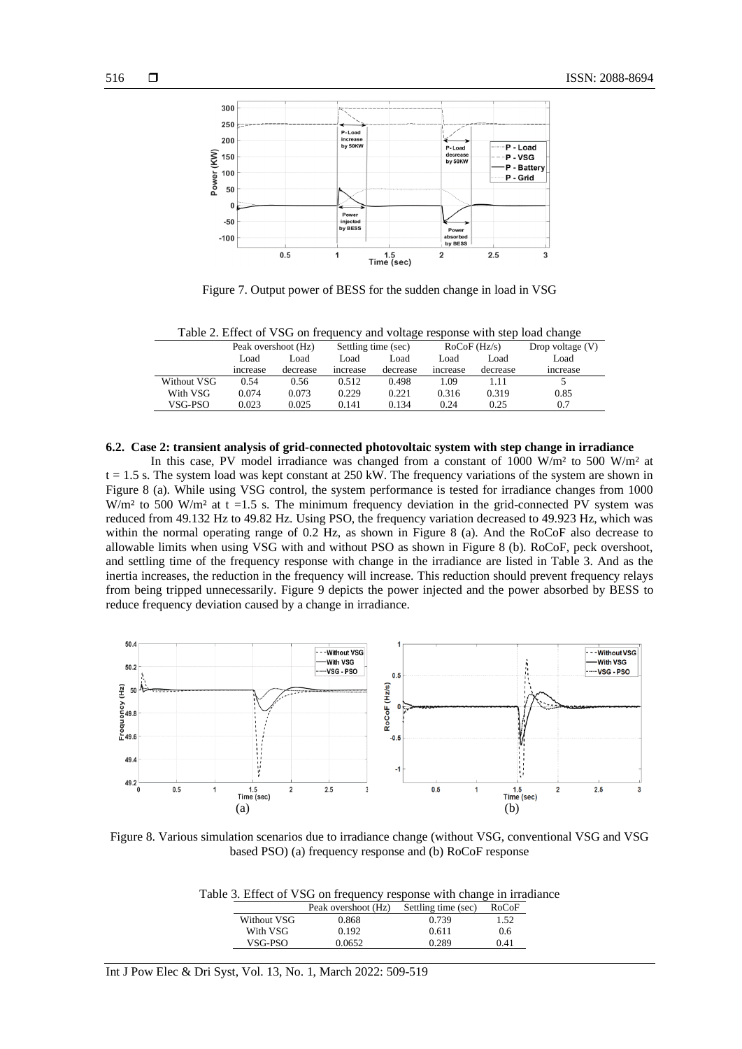Figure 7. Output power of BESS for the sudden change in load in VSG

Table 2. Effect of VSG on frequency and voltage response with step load change

| | Peak overshoot (Hz) | | Settling time (sec) | | RoCoF (Hz/s) | | Drop voltage (V) |
|---|---|---|---|---|---|---|---|
| | Load increase | Load decrease | Load increase | Load decrease | Load increase | Load decrease | Load increase |
| Without VSG | 0.54 | 0.56 | 0.512 | 0.498 | 1.09 | 1.11 | 5 |
| With VSG | 0.074 | 0.073 | 0.229 | 0.221 | 0.316 | 0.319 | 0.85 |
| VSG-PSO | 0.023 | 0.025 | 0.141 | 0.134 | 0.24 | 0.25 | 0.7 |

### 6.2. Case 2: transient analysis of grid-connected photovoltaic system with step change in irradiance

In this case, PV model irradiance was changed from a constant of 1000 W/m² to 500 W/m² at t = 1.5 s. The system load was kept constant at 250 kW. The frequency variations of the system are shown in Figure 8 (a). While using VSG control, the system performance is tested for irradiance changes from 1000 W/m² to 500 W/m² at t =1.5 s. The minimum frequency deviation in the grid-connected PV system was reduced from 49.132 Hz to 49.82 Hz. Using PSO, the frequency variation decreased to 49.923 Hz, which was within the normal operating range of 0.2 Hz, as shown in Figure 8 (a). And the RoCoF also decrease to allowable limits when using VSG with and without PSO as shown in Figure 8 (b). RoCoF, peck overshoot, and settling time of the frequency response with change in the irradiance are listed in Table 3. And as the inertia increases, the reduction in the frequency will increase. This reduction should prevent frequency relays from being tripped unnecessarily. Figure 9 depicts the power injected and the power absorbed by BESS to reduce frequency deviation caused by a change in irradiance.

Figure 8. Various simulation scenarios due to irradiance change (without VSG, conventional VSG and VSG based PSO) (a) frequency response and (b) RoCoF response

Table 3. Effect of VSG on frequency response with change in irradiance

| | Peak overshoot (Hz) | Settling time (sec) | RoCoF |
|---|---|---|---|
| Without VSG | 0.868 | 0.739 | 1.52 |
| With VSG | 0.192 | 0.611 | 0.6 |
| VSG-PSO | 0.0652 | 0.289 | 0.41 |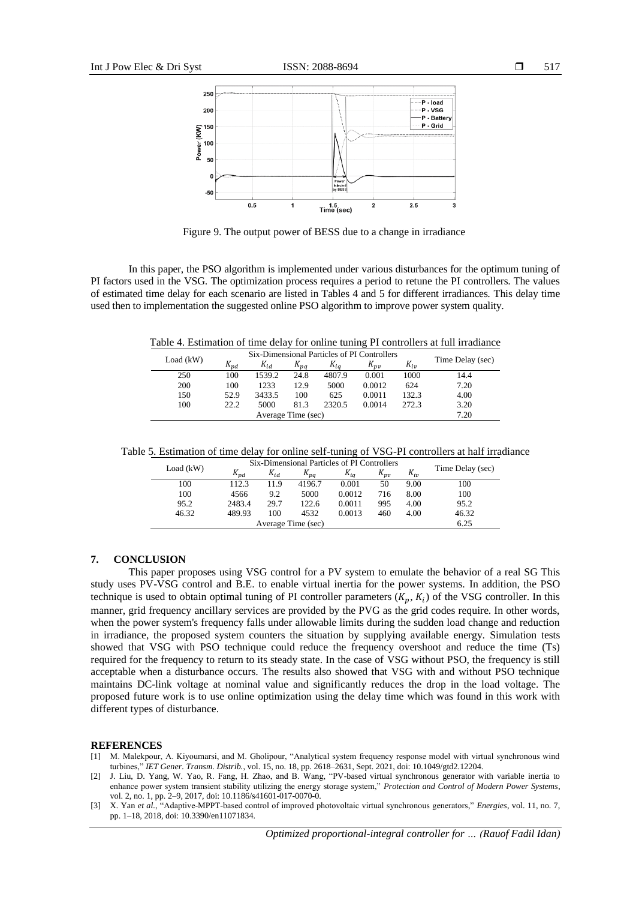Figure 9. The output power of BESS due to a change in irradiance

In this paper, the PSO algorithm is implemented under various disturbances for the optimum tuning of PI factors used in the VSG. The optimization process requires a period to retune the PI controllers. The values of estimated time delay for each scenario are listed in Tables 4 and 5 for different irradiances. This delay time used then to implementation the suggested online PSO algorithm to improve power system quality.

Table 4. Estimation of time delay for online tuning PI controllers at full irradiance

| Load (kW) | Six-Dimensional Particles of PI Controllers | | | | | | Time Delay (sec) |
|---|---|---|---|---|---|---|---|
| | $K_{pd}$ | $K_{id}$ | $K_{pq}$ | $K_{iq}$ | $K_{pv}$ | $K_{iv}$ | |
| 250 | 100 | 1539.2 | 24.8 | 4807.9 | 0.001 | 1000 | 14.4 |
| 200 | 100 | 1233 | 12.9 | 5000 | 0.0012 | 624 | 7.20 |
| 150 | 52.9 | 3433.5 | 100 | 625 | 0.0011 | 132.3 | 4.00 |
| 100 | 22.2 | 5000 | 81.3 | 2320.5 | 0.0014 | 272.3 | 3.20 |
| Average Time (sec) | | | | | | | 7.20 |

Table 5. Estimation of time delay for online self-tuning of VSG-PI controllers at half irradiance

| Load (kW) | Six-Dimensional Particles of PI Controllers | | | | | | Time Delay (sec) |
|---|---|---|---|---|---|---|---|
| | $K_{pd}$ | $K_{id}$ | $K_{pq}$ | $K_{iq}$ | $K_{pv}$ | $K_{iv}$ | |
| 100 | 112.3 | 11.9 | 4196.7 | 0.001 | 50 | 9.00 | 100 |
| 100 | 4566 | 9.2 | 5000 | 0.0012 | 716 | 8.00 | 100 |
| 95.2 | 2483.4 | 29.7 | 122.6 | 0.0011 | 995 | 4.00 | 95.2 |
| 46.32 | 489.93 | 100 | 4532 | 0.0013 | 460 | 4.00 | 46.32 |
| Average Time (sec) | | | | | | | 6.25 |

## 7. CONCLUSION

This paper proposes using VSG control for a PV system to emulate the behavior of a real SG This study uses PV-VSG control and B.E. to enable virtual inertia for the power systems. In addition, the PSO technique is used to obtain optimal tuning of PI controller parameters ($K_p$, $K_i$) of the VSG controller. In this manner, grid frequency ancillary services are provided by the PVG as the grid codes require. In other words, when the power system's frequency falls under allowable limits during the sudden load change and reduction in irradiance, the proposed system counters the situation by supplying available energy. Simulation tests showed that VSG with PSO technique could reduce the frequency overshoot and reduce the time (Ts) required for the frequency to return to its steady state. In the case of VSG without PSO, the frequency is still acceptable when a disturbance occurs. The results also showed that VSG with and without PSO technique maintains DC-link voltage at nominal value and significantly reduces the drop in the load voltage. The proposed future work is to use online optimization using the delay time which was found in this work with different types of disturbance.

## REFERENCES

[1] M. Malekpour, A. Kiyoumarsi, and M. Gholipour, "Analytical system frequency response model with virtual synchronous wind turbines," *IET Gener. Transm. Distrib.*, vol. 15, no. 18, pp. 2618–2631, Sept. 2021, doi: 10.1049/gtd2.12204.

[2] J. Liu, D. Yang, W. Yao, R. Fang, H. Zhao, and B. Wang, "PV-based virtual synchronous generator with variable inertia to enhance power system transient stability utilizing the energy storage system," *Protection and Control of Modern Power Systems*, vol. 2, no. 1, pp. 2–9, 2017, doi: 10.1186/s41601-017-0070-0.

[3] X. Yan *et al.*, "Adaptive-MPPT-based control of improved photovoltaic virtual synchronous generators," *Energies*, vol. 11, no. 7, pp. 1–18, 2018, doi: 10.3390/en11071834.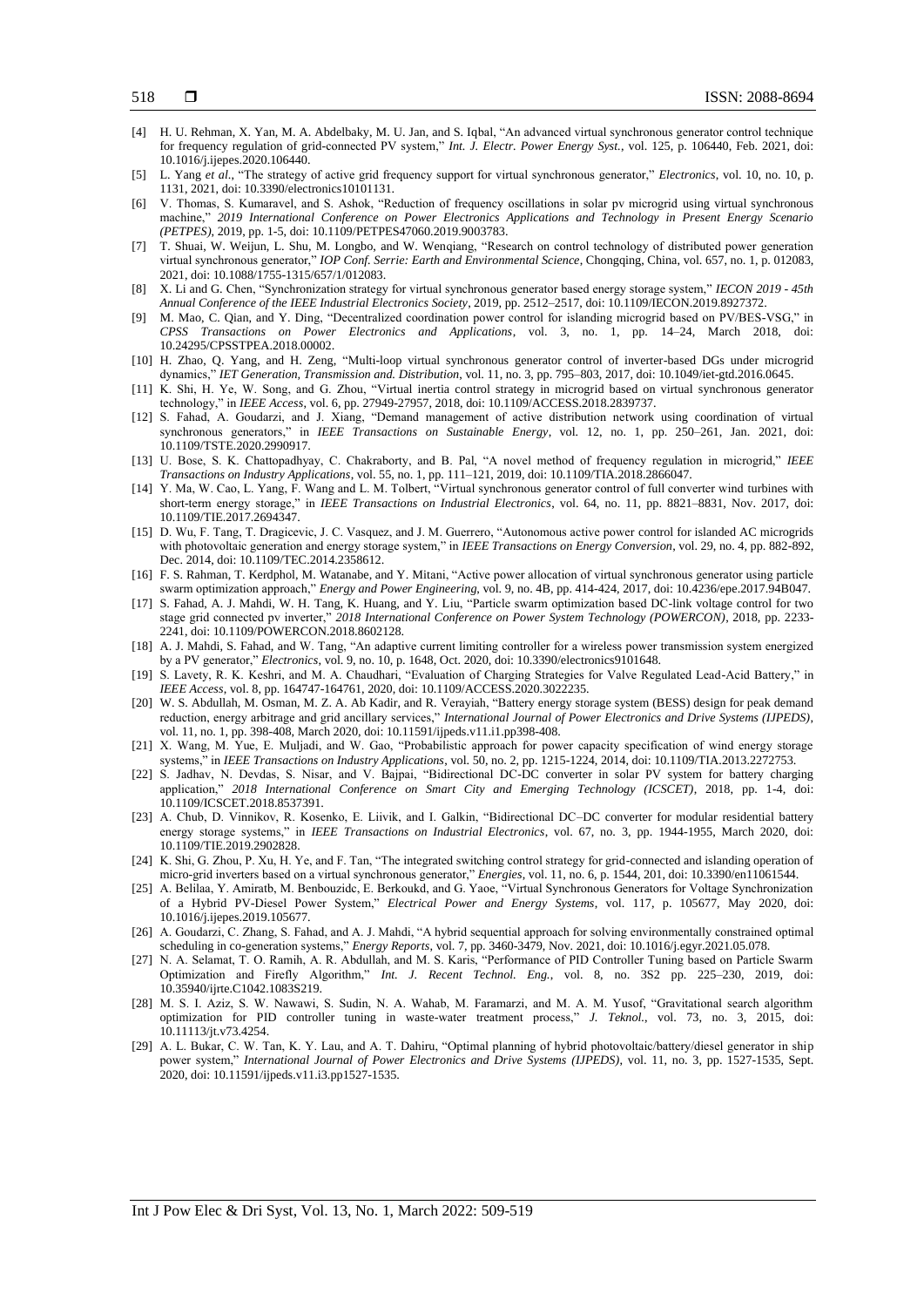[4] H. U. Rehman, X. Yan, M. A. Abdelbaky, M. U. Jan, and S. Iqbal, "An advanced virtual synchronous generator control technique for frequency regulation of grid-connected PV system," *Int. J. Electr. Power Energy Syst.*, vol. 125, p. 106440, Feb. 2021, doi: 10.1016/j.ijepes.2020.106440.

[5] L. Yang *et al.*, "The strategy of active grid frequency support for virtual synchronous generator," *Electronics*, vol. 10, no. 10, p. 1131, 2021, doi: 10.3390/electronics10101131.

[6] V. Thomas, S. Kumaravel, and S. Ashok, "Reduction of frequency oscillations in solar pv microgrid using virtual synchronous machine," *2019 International Conference on Power Electronics Applications and Technology in Present Energy Scenario (PETPES)*, 2019, pp. 1-5, doi: 10.1109/PETPES47060.2019.9003783.

[7] T. Shuai, W. Weijun, L. Shu, M. Longbo, and W. Wenqiang, "Research on control technology of distributed power generation virtual synchronous generator," *IOP Conf. Serrie: Earth and Environmental Science*, Chongqing, China, vol. 657, no. 1, p. 012083, 2021, doi: 10.1088/1755-1315/657/1/012083.

[8] X. Li and G. Chen, "Synchronization strategy for virtual synchronous generator based energy storage system," *IECON 2019 - 45th Annual Conference of the IEEE Industrial Electronics Society*, 2019, pp. 2512–2517, doi: 10.1109/IECON.2019.8927372.

[9] M. Mao, C. Qian, and Y. Ding, "Decentralized coordination power control for islanding microgrid based on PV/BES-VSG," in *CPSS Transactions on Power Electronics and Applications*, vol. 3, no. 1, pp. 14–24, March 2018, doi: 10.24295/CPSSTPEA.2018.00002.

[10] H. Zhao, Q. Yang, and H. Zeng, "Multi-loop virtual synchronous generator control of inverter-based DGs under microgrid dynamics," *IET Generation, Transmission and. Distribution*, vol. 11, no. 3, pp. 795–803, 2017, doi: 10.1049/iet-gtd.2016.0645.

[11] K. Shi, H. Ye, W. Song, and G. Zhou, "Virtual inertia control strategy in microgrid based on virtual synchronous generator technology," in *IEEE Access*, vol. 6, pp. 27949-27957, 2018, doi: 10.1109/ACCESS.2018.2839737.

[12] S. Fahad, A. Goudarzi, and J. Xiang, "Demand management of active distribution network using coordination of virtual synchronous generators," in *IEEE Transactions on Sustainable Energy*, vol. 12, no. 1, pp. 250–261, Jan. 2021, doi: 10.1109/TSTE.2020.2990917.

[13] U. Bose, S. K. Chattopadhyay, C. Chakraborty, and B. Pal, "A novel method of frequency regulation in microgrid," *IEEE Transactions on Industry Applications*, vol. 55, no. 1, pp. 111–121, 2019, doi: 10.1109/TIA.2018.2866047.

[14] Y. Ma, W. Cao, L. Yang, F. Wang and L. M. Tolbert, "Virtual synchronous generator control of full converter wind turbines with short-term energy storage," in *IEEE Transactions on Industrial Electronics*, vol. 64, no. 11, pp. 8821–8831, Nov. 2017, doi: 10.1109/TIE.2017.2694347.

[15] D. Wu, F. Tang, T. Dragicevic, J. C. Vasquez, and J. M. Guerrero, "Autonomous active power control for islanded AC microgrids with photovoltaic generation and energy storage system," in *IEEE Transactions on Energy Conversion*, vol. 29, no. 4, pp. 882-892, Dec. 2014, doi: 10.1109/TEC.2014.2358612.

[16] F. S. Rahman, T. Kerdphol, M. Watanabe, and Y. Mitani, "Active power allocation of virtual synchronous generator using particle swarm optimization approach," *Energy and Power Engineering*, vol. 9, no. 4B, pp. 414-424, 2017, doi: 10.4236/epe.2017.94B047.

[17] S. Fahad, A. J. Mahdi, W. H. Tang, K. Huang, and Y. Liu, "Particle swarm optimization based DC-link voltage control for two stage grid connected pv inverter," *2018 International Conference on Power System Technology (POWERCON)*, 2018, pp. 2233-2241, doi: 10.1109/POWERCON.2018.8602128.

[18] A. J. Mahdi, S. Fahad, and W. Tang, "An adaptive current limiting controller for a wireless power transmission system energized by a PV generator," *Electronics*, vol. 9, no. 10, p. 1648, Oct. 2020, doi: 10.3390/electronics9101648.

[19] S. Lavety, R. K. Keshri, and M. A. Chaudhari, "Evaluation of Charging Strategies for Valve Regulated Lead-Acid Battery," in *IEEE Access*, vol. 8, pp. 164747-164761, 2020, doi: 10.1109/ACCESS.2020.3022235.

[20] W. S. Abdullah, M. Osman, M. Z. A. Ab Kadir, and R. Verayiah, "Battery energy storage system (BESS) design for peak demand reduction, energy arbitrage and grid ancillary services," *International Journal of Power Electronics and Drive Systems (IJPEDS)*, vol. 11, no. 1, pp. 398-408, March 2020, doi: 10.11591/ijpeds.v11.i1.pp398-408.

[21] X. Wang, M. Yue, E. Muljadi, and W. Gao, "Probabilistic approach for power capacity specification of wind energy storage systems," in *IEEE Transactions on Industry Applications*, vol. 50, no. 2, pp. 1215-1224, 2014, doi: 10.1109/TIA.2013.2272753.

[22] S. Jadhav, N. Devdas, S. Nisar, and V. Bajpai, "Bidirectional DC-DC converter in solar PV system for battery charging application," *2018 International Conference on Smart City and Emerging Technology (ICSCET)*, 2018, pp. 1-4, doi: 10.1109/ICSCET.2018.8537391.

[23] A. Chub, D. Vinnikov, R. Kosenko, E. Liivik, and I. Galkin, "Bidirectional DC–DC converter for modular residential battery energy storage systems," in *IEEE Transactions on Industrial Electronics*, vol. 67, no. 3, pp. 1944-1955, March 2020, doi: 10.1109/TIE.2019.2902828.

[24] K. Shi, G. Zhou, P. Xu, H. Ye, and F. Tan, "The integrated switching control strategy for grid-connected and islanding operation of micro-grid inverters based on a virtual synchronous generator," *Energies*, vol. 11, no. 6, p. 1544, 201, doi: 10.3390/en11061544.

[25] A. Belilaa, Y. Amiratb, M. Benbouzidc, E. Berkoukd, and G. Yaoe, "Virtual Synchronous Generators for Voltage Synchronization of a Hybrid PV-Diesel Power System," *Electrical Power and Energy Systems*, vol. 117, p. 105677, May 2020, doi: 10.1016/j.ijepes.2019.105677.

[26] A. Goudarzi, C. Zhang, S. Fahad, and A. J. Mahdi, "A hybrid sequential approach for solving environmentally constrained optimal scheduling in co-generation systems," *Energy Reports*, vol. 7, pp. 3460-3479, Nov. 2021, doi: 10.1016/j.egyr.2021.05.078.

[27] N. A. Selamat, T. O. Ramih, A. R. Abdullah, and M. S. Karis, "Performance of PID Controller Tuning based on Particle Swarm Optimization and Firefly Algorithm," *Int. J. Recent Technol. Eng.*, vol. 8, no. 3S2 pp. 225–230, 2019, doi: 10.35940/ijrte.C1042.1083S219.

[28] M. S. I. Aziz, S. W. Nawawi, S. Sudin, N. A. Wahab, M. Faramarzi, and M. A. M. Yusof, "Gravitational search algorithm optimization for PID controller tuning in waste-water treatment process," *J. Teknol.*, vol. 73, no. 3, 2015, doi: 10.11113/jt.v73.4254.

[29] A. L. Bukar, C. W. Tan, K. Y. Lau, and A. T. Dahiru, "Optimal planning of hybrid photovoltaic/battery/diesel generator in ship power system," *International Journal of Power Electronics and Drive Systems (IJPEDS)*, vol. 11, no. 3, pp. 1527-1535, Sept. 2020, doi: 10.11591/ijpeds.v11.i3.pp1527-1535.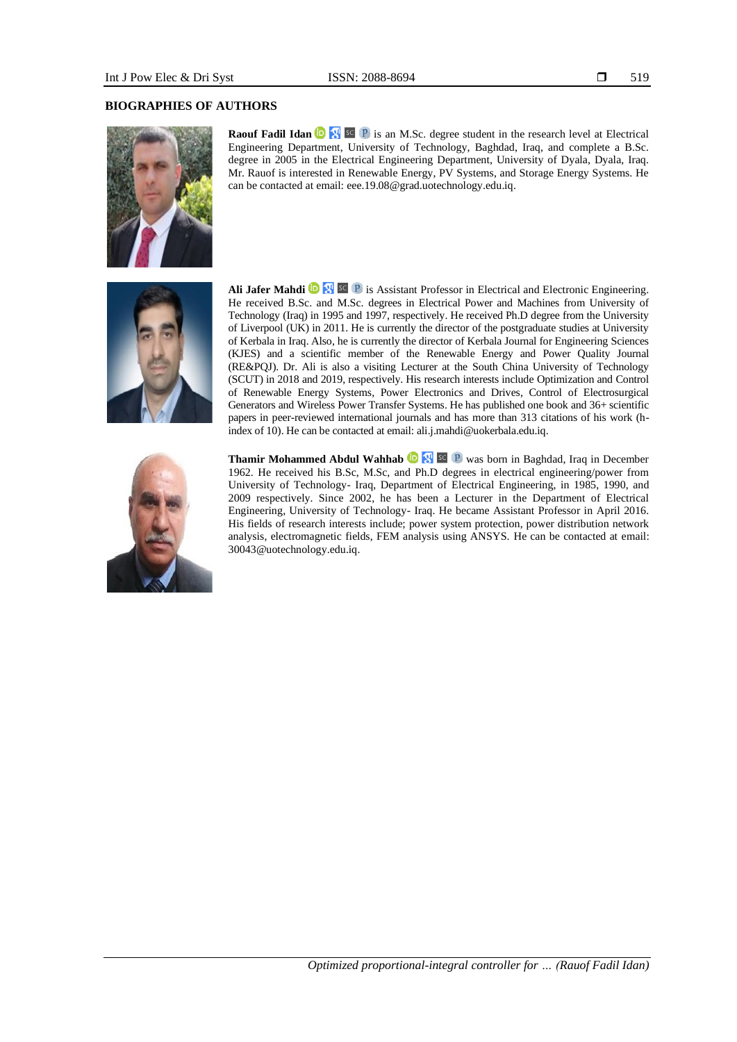## BIOGRAPHIES OF AUTHORS

**Raouf Fadil Idan** is an M.Sc. degree student in the research level at Electrical Engineering Department, University of Technology, Baghdad, Iraq, and complete a B.Sc. degree in 2005 in the Electrical Engineering Department, University of Dyala, Dyala, Iraq. Mr. Rauof is interested in Renewable Energy, PV Systems, and Storage Energy Systems. He can be contacted at email: eee.19.08@grad.uotechnology.edu.iq.

**Ali Jafer Mahdi** is Assistant Professor in Electrical and Electronic Engineering. He received B.Sc. and M.Sc. degrees in Electrical Power and Machines from University of Technology (Iraq) in 1995 and 1997, respectively. He received Ph.D degree from the University of Liverpool (UK) in 2011. He is currently the director of the postgraduate studies at University of Kerbala in Iraq. Also, he is currently the director of Kerbala Journal for Engineering Sciences (KJES) and a scientific member of the Renewable Energy and Power Quality Journal (RE&PQJ). Dr. Ali is also a visiting Lecturer at the South China University of Technology (SCUT) in 2018 and 2019, respectively. His research interests include Optimization and Control of Renewable Energy Systems, Power Electronics and Drives, Control of Electrosurgical Generators and Wireless Power Transfer Systems. He has published one book and 36+ scientific papers in peer-reviewed international journals and has more than 313 citations of his work (h-index of 10). He can be contacted at email: ali.j.mahdi@uokerbala.edu.iq.

**Thamir Mohammed Abdul Wahhab** was born in Baghdad, Iraq in December 1962. He received his B.Sc, M.Sc, and Ph.D degrees in electrical engineering/power from University of Technology- Iraq, Department of Electrical Engineering, in 1985, 1990, and 2009 respectively. Since 2002, he has been a Lecturer in the Department of Electrical Engineering, University of Technology- Iraq. He became Assistant Professor in April 2016. His fields of research interests include; power system protection, power distribution network analysis, electromagnetic fields, FEM analysis using ANSYS. He can be contacted at email: 30043@uotechnology.edu.iq.